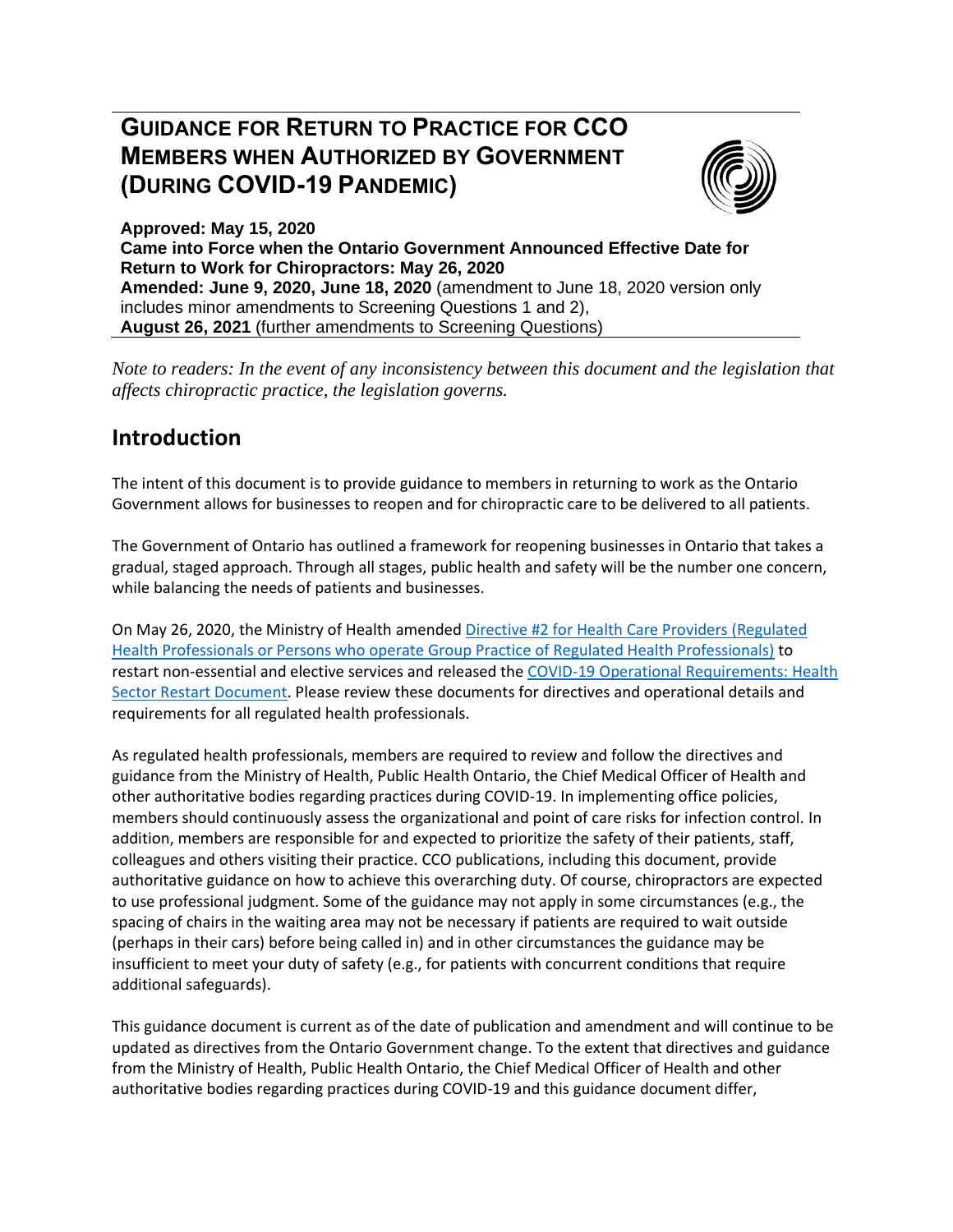# GUIDANCE FOR RETURN TO PRACTICE FOR CCO MEMBERS WHEN AUTHORIZED BY GOVERNMENT (DURING COVID-19 PANDEMIC)

**Approved: May 15, 2020**
**Came into Force when the Ontario Government Announced Effective Date for Return to Work for Chiropractors: May 26, 2020**
**Amended: June 9, 2020, June 18, 2020** (amendment to June 18, 2020 version only includes minor amendments to Screening Questions 1 and 2),
**August 26, 2021** (further amendments to Screening Questions)

*Note to readers: In the event of any inconsistency between this document and the legislation that affects chiropractic practice, the legislation governs.*

## Introduction

The intent of this document is to provide guidance to members in returning to work as the Ontario Government allows for businesses to reopen and for chiropractic care to be delivered to all patients.

The Government of Ontario has outlined a framework for reopening businesses in Ontario that takes a gradual, staged approach. Through all stages, public health and safety will be the number one concern, while balancing the needs of patients and businesses.

On May 26, 2020, the Ministry of Health amended Directive #2 for Health Care Providers (Regulated Health Professionals or Persons who operate Group Practice of Regulated Health Professionals) to restart non-essential and elective services and released the COVID-19 Operational Requirements: Health Sector Restart Document. Please review these documents for directives and operational details and requirements for all regulated health professionals.

As regulated health professionals, members are required to review and follow the directives and guidance from the Ministry of Health, Public Health Ontario, the Chief Medical Officer of Health and other authoritative bodies regarding practices during COVID-19. In implementing office policies, members should continuously assess the organizational and point of care risks for infection control. In addition, members are responsible for and expected to prioritize the safety of their patients, staff, colleagues and others visiting their practice. CCO publications, including this document, provide authoritative guidance on how to achieve this overarching duty. Of course, chiropractors are expected to use professional judgment. Some of the guidance may not apply in some circumstances (e.g., the spacing of chairs in the waiting area may not be necessary if patients are required to wait outside (perhaps in their cars) before being called in) and in other circumstances the guidance may be insufficient to meet your duty of safety (e.g., for patients with concurrent conditions that require additional safeguards).

This guidance document is current as of the date of publication and amendment and will continue to be updated as directives from the Ontario Government change. To the extent that directives and guidance from the Ministry of Health, Public Health Ontario, the Chief Medical Officer of Health and other authoritative bodies regarding practices during COVID-19 and this guidance document differ,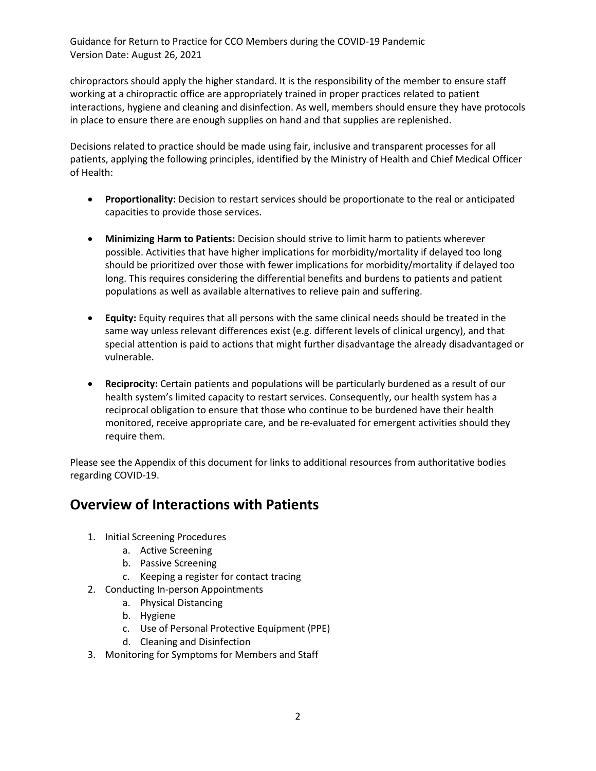chiropractors should apply the higher standard. It is the responsibility of the member to ensure staff working at a chiropractic office are appropriately trained in proper practices related to patient interactions, hygiene and cleaning and disinfection. As well, members should ensure they have protocols in place to ensure there are enough supplies on hand and that supplies are replenished.

Decisions related to practice should be made using fair, inclusive and transparent processes for all patients, applying the following principles, identified by the Ministry of Health and Chief Medical Officer of Health:

- **Proportionality:** Decision to restart services should be proportionate to the real or anticipated capacities to provide those services.
- **Minimizing Harm to Patients:** Decision should strive to limit harm to patients wherever possible. Activities that have higher implications for morbidity/mortality if delayed too long should be prioritized over those with fewer implications for morbidity/mortality if delayed too long. This requires considering the differential benefits and burdens to patients and patient populations as well as available alternatives to relieve pain and suffering.
- **Equity:** Equity requires that all persons with the same clinical needs should be treated in the same way unless relevant differences exist (e.g. different levels of clinical urgency), and that special attention is paid to actions that might further disadvantage the already disadvantaged or vulnerable.
- **Reciprocity:** Certain patients and populations will be particularly burdened as a result of our health system's limited capacity to restart services. Consequently, our health system has a reciprocal obligation to ensure that those who continue to be burdened have their health monitored, receive appropriate care, and be re-evaluated for emergent activities should they require them.

Please see the Appendix of this document for links to additional resources from authoritative bodies regarding COVID-19.

## Overview of Interactions with Patients

1. Initial Screening Procedures
   a. Active Screening
   b. Passive Screening
   c. Keeping a register for contact tracing
2. Conducting In-person Appointments
   a. Physical Distancing
   b. Hygiene
   c. Use of Personal Protective Equipment (PPE)
   d. Cleaning and Disinfection
3. Monitoring for Symptoms for Members and Staff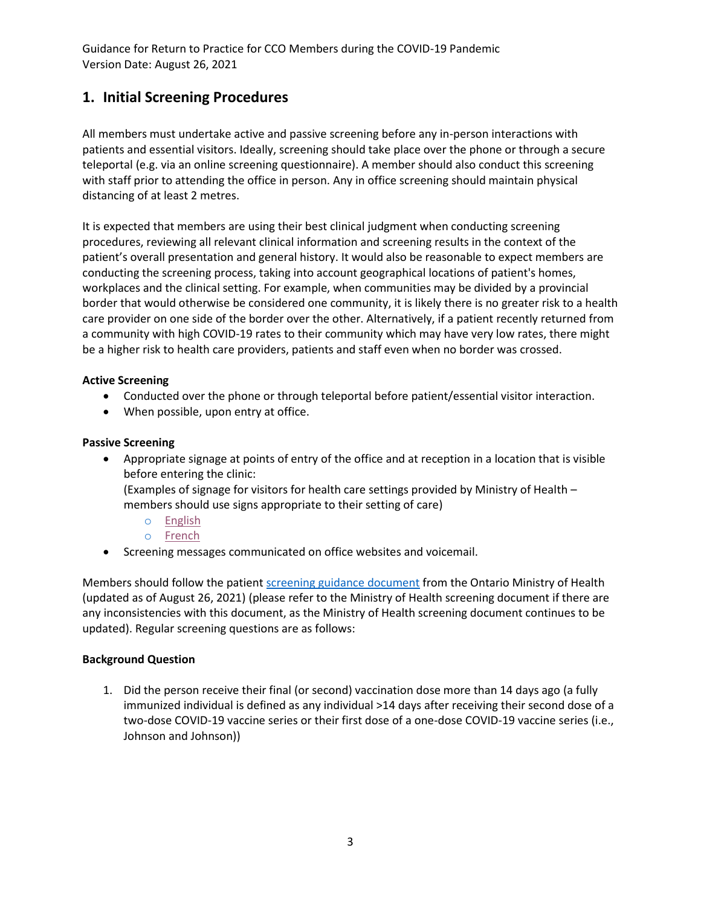## 1. Initial Screening Procedures

All members must undertake active and passive screening before any in-person interactions with patients and essential visitors. Ideally, screening should take place over the phone or through a secure teleportal (e.g. via an online screening questionnaire). A member should also conduct this screening with staff prior to attending the office in person. Any in office screening should maintain physical distancing of at least 2 metres.

It is expected that members are using their best clinical judgment when conducting screening procedures, reviewing all relevant clinical information and screening results in the context of the patient's overall presentation and general history. It would also be reasonable to expect members are conducting the screening process, taking into account geographical locations of patient's homes, workplaces and the clinical setting. For example, when communities may be divided by a provincial border that would otherwise be considered one community, it is likely there is no greater risk to a health care provider on one side of the border over the other. Alternatively, if a patient recently returned from a community with high COVID-19 rates to their community which may have very low rates, there might be a higher risk to health care providers, patients and staff even when no border was crossed.

**Active Screening**

- Conducted over the phone or through teleportal before patient/essential visitor interaction.
- When possible, upon entry at office.

**Passive Screening**

- Appropriate signage at points of entry of the office and at reception in a location that is visible before entering the clinic:
  (Examples of signage for visitors for health care settings provided by Ministry of Health – members should use signs appropriate to their setting of care)
  - English
  - French
- Screening messages communicated on office websites and voicemail.

Members should follow the patient screening guidance document from the Ontario Ministry of Health (updated as of August 26, 2021) (please refer to the Ministry of Health screening document if there are any inconsistencies with this document, as the Ministry of Health screening document continues to be updated). Regular screening questions are as follows:

**Background Question**

1. Did the person receive their final (or second) vaccination dose more than 14 days ago (a fully immunized individual is defined as any individual >14 days after receiving their second dose of a two-dose COVID-19 vaccine series or their first dose of a one-dose COVID-19 vaccine series (i.e., Johnson and Johnson))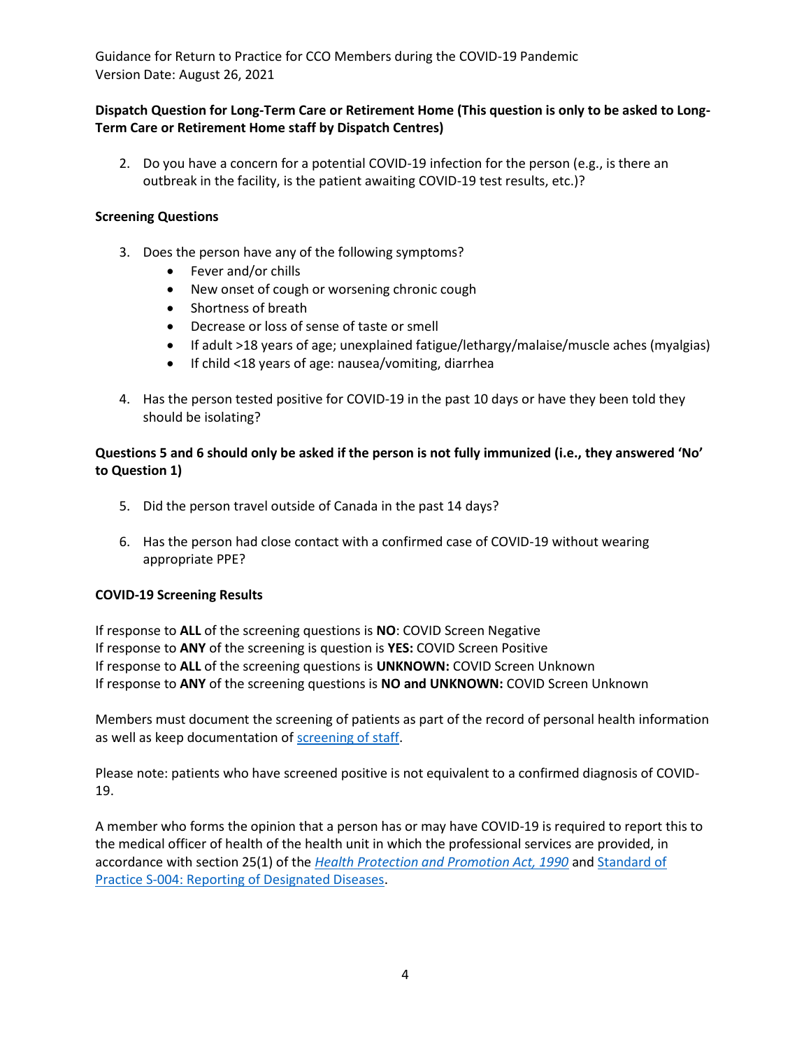**Dispatch Question for Long-Term Care or Retirement Home (This question is only to be asked to Long-Term Care or Retirement Home staff by Dispatch Centres)**

2. Do you have a concern for a potential COVID-19 infection for the person (e.g., is there an outbreak in the facility, is the patient awaiting COVID-19 test results, etc.)?

**Screening Questions**

3. Does the person have any of the following symptoms?
   - Fever and/or chills
   - New onset of cough or worsening chronic cough
   - Shortness of breath
   - Decrease or loss of sense of taste or smell
   - If adult >18 years of age; unexplained fatigue/lethargy/malaise/muscle aches (myalgias)
   - If child <18 years of age: nausea/vomiting, diarrhea

4. Has the person tested positive for COVID-19 in the past 10 days or have they been told they should be isolating?

**Questions 5 and 6 should only be asked if the person is not fully immunized (i.e., they answered 'No' to Question 1)**

5. Did the person travel outside of Canada in the past 14 days?

6. Has the person had close contact with a confirmed case of COVID-19 without wearing appropriate PPE?

**COVID-19 Screening Results**

If response to **ALL** of the screening questions is **NO**: COVID Screen Negative
If response to **ANY** of the screening is question is **YES:** COVID Screen Positive
If response to **ALL** of the screening questions is **UNKNOWN:** COVID Screen Unknown
If response to **ANY** of the screening questions is **NO and UNKNOWN:** COVID Screen Unknown

Members must document the screening of patients as part of the record of personal health information as well as keep documentation of screening of staff.

Please note: patients who have screened positive is not equivalent to a confirmed diagnosis of COVID-19.

A member who forms the opinion that a person has or may have COVID-19 is required to report this to the medical officer of health of the health unit in which the professional services are provided, in accordance with section 25(1) of the *Health Protection and Promotion Act, 1990* and Standard of Practice S-004: Reporting of Designated Diseases.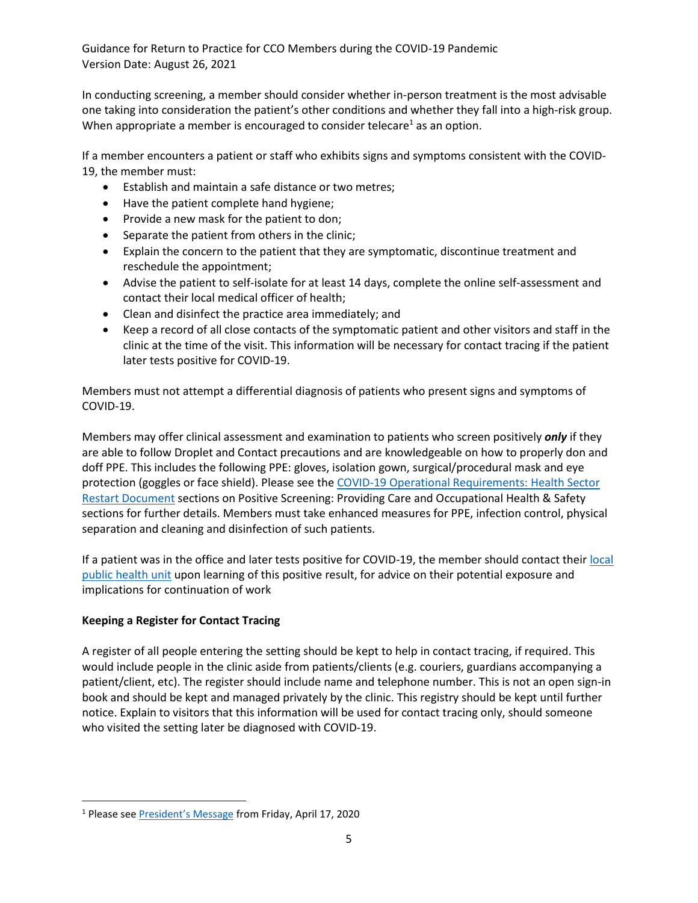In conducting screening, a member should consider whether in-person treatment is the most advisable one taking into consideration the patient's other conditions and whether they fall into a high-risk group. When appropriate a member is encouraged to consider telecare[1] as an option.

If a member encounters a patient or staff who exhibits signs and symptoms consistent with the COVID-19, the member must:

- Establish and maintain a safe distance or two metres;
- Have the patient complete hand hygiene;
- Provide a new mask for the patient to don;
- Separate the patient from others in the clinic;
- Explain the concern to the patient that they are symptomatic, discontinue treatment and reschedule the appointment;
- Advise the patient to self-isolate for at least 14 days, complete the online self-assessment and contact their local medical officer of health;
- Clean and disinfect the practice area immediately; and
- Keep a record of all close contacts of the symptomatic patient and other visitors and staff in the clinic at the time of the visit. This information will be necessary for contact tracing if the patient later tests positive for COVID-19.

Members must not attempt a differential diagnosis of patients who present signs and symptoms of COVID-19.

Members may offer clinical assessment and examination to patients who screen positively ***only*** if they are able to follow Droplet and Contact precautions and are knowledgeable on how to properly don and doff PPE. This includes the following PPE: gloves, isolation gown, surgical/procedural mask and eye protection (goggles or face shield). Please see the COVID-19 Operational Requirements: Health Sector Restart Document sections on Positive Screening: Providing Care and Occupational Health & Safety sections for further details. Members must take enhanced measures for PPE, infection control, physical separation and cleaning and disinfection of such patients.

If a patient was in the office and later tests positive for COVID-19, the member should contact their local public health unit upon learning of this positive result, for advice on their potential exposure and implications for continuation of work

**Keeping a Register for Contact Tracing**

A register of all people entering the setting should be kept to help in contact tracing, if required. This would include people in the clinic aside from patients/clients (e.g. couriers, guardians accompanying a patient/client, etc). The register should include name and telephone number. This is not an open sign-in book and should be kept and managed privately by the clinic. This registry should be kept until further notice. Explain to visitors that this information will be used for contact tracing only, should someone who visited the setting later be diagnosed with COVID-19.

[1] Please see President's Message from Friday, April 17, 2020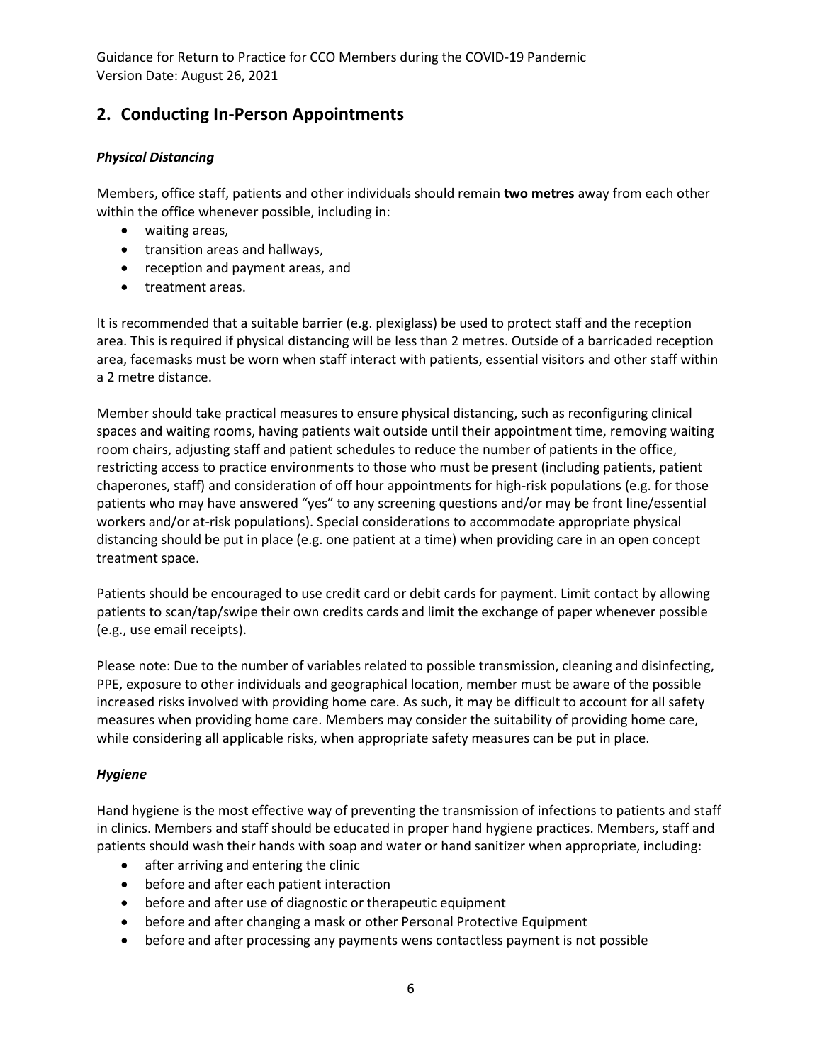## 2. Conducting In-Person Appointments

### *Physical Distancing*

Members, office staff, patients and other individuals should remain **two metres** away from each other within the office whenever possible, including in:

- waiting areas,
- transition areas and hallways,
- reception and payment areas, and
- treatment areas.

It is recommended that a suitable barrier (e.g. plexiglass) be used to protect staff and the reception area. This is required if physical distancing will be less than 2 metres. Outside of a barricaded reception area, facemasks must be worn when staff interact with patients, essential visitors and other staff within a 2 metre distance.

Member should take practical measures to ensure physical distancing, such as reconfiguring clinical spaces and waiting rooms, having patients wait outside until their appointment time, removing waiting room chairs, adjusting staff and patient schedules to reduce the number of patients in the office, restricting access to practice environments to those who must be present (including patients, patient chaperones, staff) and consideration of off hour appointments for high-risk populations (e.g. for those patients who may have answered "yes" to any screening questions and/or may be front line/essential workers and/or at-risk populations). Special considerations to accommodate appropriate physical distancing should be put in place (e.g. one patient at a time) when providing care in an open concept treatment space.

Patients should be encouraged to use credit card or debit cards for payment. Limit contact by allowing patients to scan/tap/swipe their own credits cards and limit the exchange of paper whenever possible (e.g., use email receipts).

Please note: Due to the number of variables related to possible transmission, cleaning and disinfecting, PPE, exposure to other individuals and geographical location, member must be aware of the possible increased risks involved with providing home care. As such, it may be difficult to account for all safety measures when providing home care. Members may consider the suitability of providing home care, while considering all applicable risks, when appropriate safety measures can be put in place.

### *Hygiene*

Hand hygiene is the most effective way of preventing the transmission of infections to patients and staff in clinics. Members and staff should be educated in proper hand hygiene practices. Members, staff and patients should wash their hands with soap and water or hand sanitizer when appropriate, including:

- after arriving and entering the clinic
- before and after each patient interaction
- before and after use of diagnostic or therapeutic equipment
- before and after changing a mask or other Personal Protective Equipment
- before and after processing any payments wens contactless payment is not possible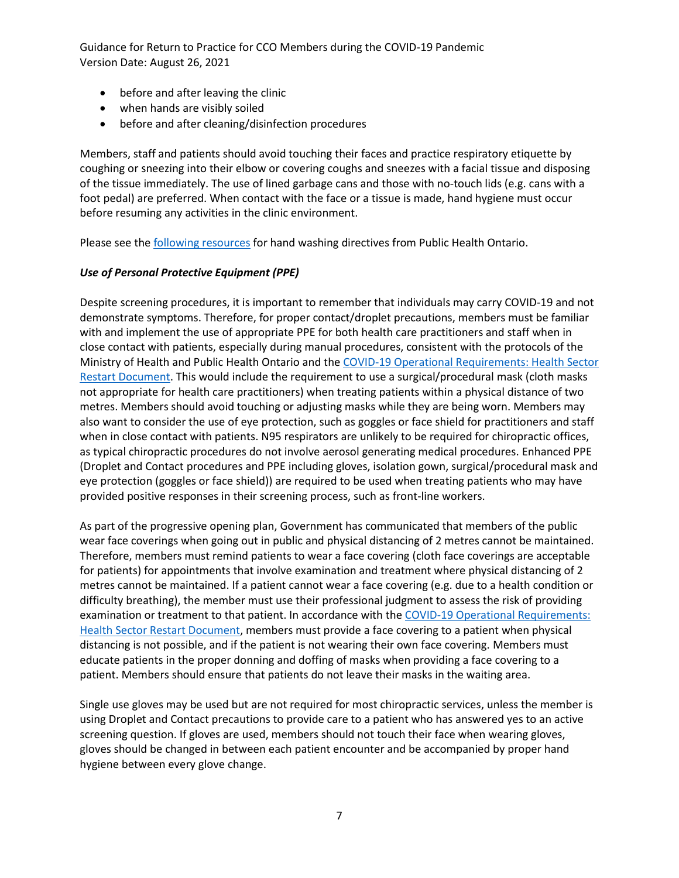- before and after leaving the clinic
- when hands are visibly soiled
- before and after cleaning/disinfection procedures

Members, staff and patients should avoid touching their faces and practice respiratory etiquette by coughing or sneezing into their elbow or covering coughs and sneezes with a facial tissue and disposing of the tissue immediately. The use of lined garbage cans and those with no-touch lids (e.g. cans with a foot pedal) are preferred. When contact with the face or a tissue is made, hand hygiene must occur before resuming any activities in the clinic environment.

Please see the [following resources] for hand washing directives from Public Health Ontario.

***Use of Personal Protective Equipment (PPE)***

Despite screening procedures, it is important to remember that individuals may carry COVID-19 and not demonstrate symptoms. Therefore, for proper contact/droplet precautions, members must be familiar with and implement the use of appropriate PPE for both health care practitioners and staff when in close contact with patients, especially during manual procedures, consistent with the protocols of the Ministry of Health and Public Health Ontario and the [COVID-19 Operational Requirements: Health Sector Restart Document]. This would include the requirement to use a surgical/procedural mask (cloth masks not appropriate for health care practitioners) when treating patients within a physical distance of two metres. Members should avoid touching or adjusting masks while they are being worn. Members may also want to consider the use of eye protection, such as goggles or face shield for practitioners and staff when in close contact with patients. N95 respirators are unlikely to be required for chiropractic offices, as typical chiropractic procedures do not involve aerosol generating medical procedures. Enhanced PPE (Droplet and Contact procedures and PPE including gloves, isolation gown, surgical/procedural mask and eye protection (goggles or face shield)) are required to be used when treating patients who may have provided positive responses in their screening process, such as front-line workers.

As part of the progressive opening plan, Government has communicated that members of the public wear face coverings when going out in public and physical distancing of 2 metres cannot be maintained. Therefore, members must remind patients to wear a face covering (cloth face coverings are acceptable for patients) for appointments that involve examination and treatment where physical distancing of 2 metres cannot be maintained. If a patient cannot wear a face covering (e.g. due to a health condition or difficulty breathing), the member must use their professional judgment to assess the risk of providing examination or treatment to that patient. In accordance with the [COVID-19 Operational Requirements: Health Sector Restart Document], members must provide a face covering to a patient when physical distancing is not possible, and if the patient is not wearing their own face covering. Members must educate patients in the proper donning and doffing of masks when providing a face covering to a patient. Members should ensure that patients do not leave their masks in the waiting area.

Single use gloves may be used but are not required for most chiropractic services, unless the member is using Droplet and Contact precautions to provide care to a patient who has answered yes to an active screening question. If gloves are used, members should not touch their face when wearing gloves, gloves should be changed in between each patient encounter and be accompanied by proper hand hygiene between every glove change.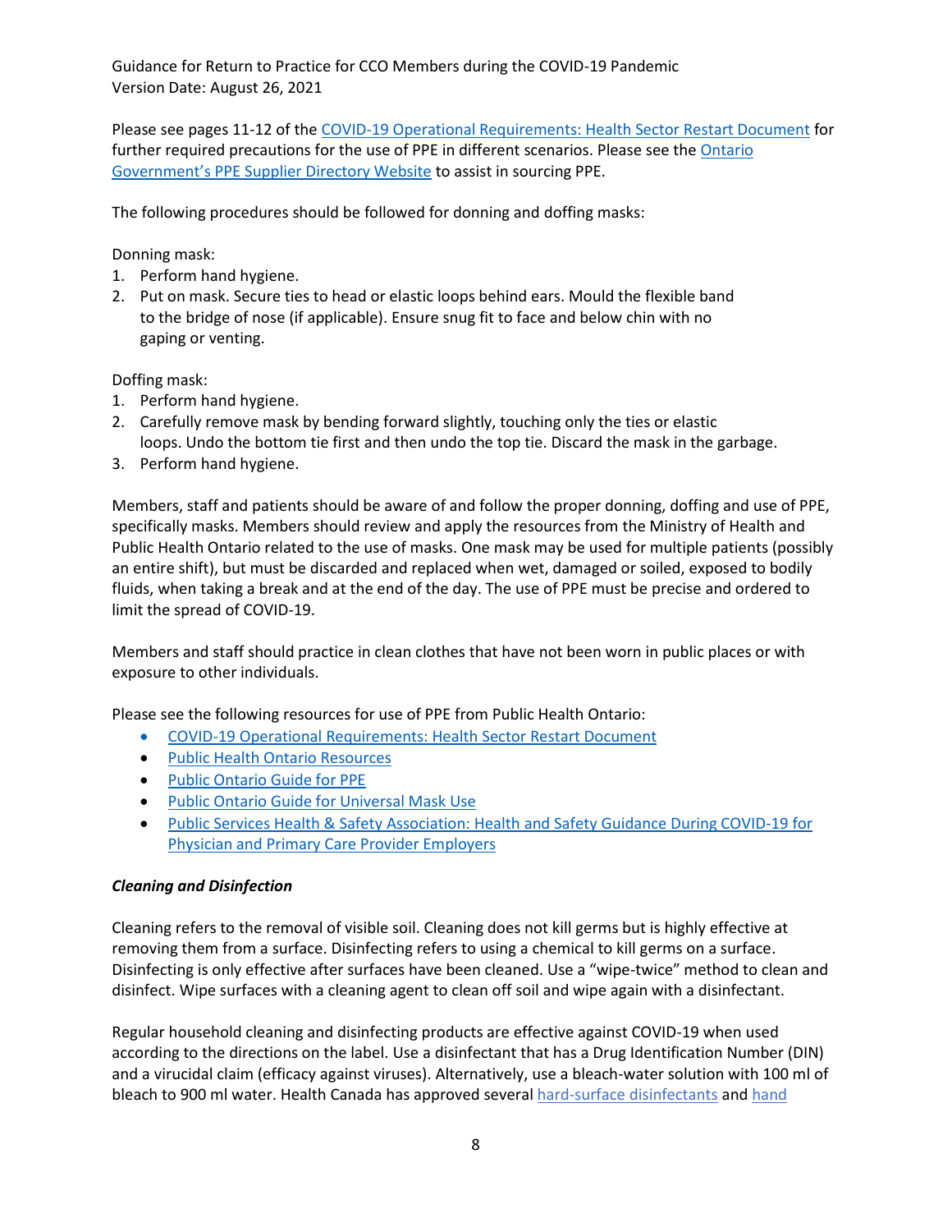Please see pages 11-12 of the COVID-19 Operational Requirements: Health Sector Restart Document for further required precautions for the use of PPE in different scenarios. Please see the Ontario Government's PPE Supplier Directory Website to assist in sourcing PPE.

The following procedures should be followed for donning and doffing masks:

Donning mask:

1. Perform hand hygiene.
2. Put on mask. Secure ties to head or elastic loops behind ears. Mould the flexible band to the bridge of nose (if applicable). Ensure snug fit to face and below chin with no gaping or venting.

Doffing mask:

1. Perform hand hygiene.
2. Carefully remove mask by bending forward slightly, touching only the ties or elastic loops. Undo the bottom tie first and then undo the top tie. Discard the mask in the garbage.
3. Perform hand hygiene.

Members, staff and patients should be aware of and follow the proper donning, doffing and use of PPE, specifically masks. Members should review and apply the resources from the Ministry of Health and Public Health Ontario related to the use of masks. One mask may be used for multiple patients (possibly an entire shift), but must be discarded and replaced when wet, damaged or soiled, exposed to bodily fluids, when taking a break and at the end of the day. The use of PPE must be precise and ordered to limit the spread of COVID-19.

Members and staff should practice in clean clothes that have not been worn in public places or with exposure to other individuals.

Please see the following resources for use of PPE from Public Health Ontario:

- COVID-19 Operational Requirements: Health Sector Restart Document
- Public Health Ontario Resources
- Public Ontario Guide for PPE
- Public Ontario Guide for Universal Mask Use
- Public Services Health & Safety Association: Health and Safety Guidance During COVID-19 for Physician and Primary Care Provider Employers

***Cleaning and Disinfection***

Cleaning refers to the removal of visible soil. Cleaning does not kill germs but is highly effective at removing them from a surface. Disinfecting refers to using a chemical to kill germs on a surface. Disinfecting is only effective after surfaces have been cleaned. Use a "wipe-twice" method to clean and disinfect. Wipe surfaces with a cleaning agent to clean off soil and wipe again with a disinfectant.

Regular household cleaning and disinfecting products are effective against COVID-19 when used according to the directions on the label. Use a disinfectant that has a Drug Identification Number (DIN) and a virucidal claim (efficacy against viruses). Alternatively, use a bleach-water solution with 100 ml of bleach to 900 ml water. Health Canada has approved several hard-surface disinfectants and hand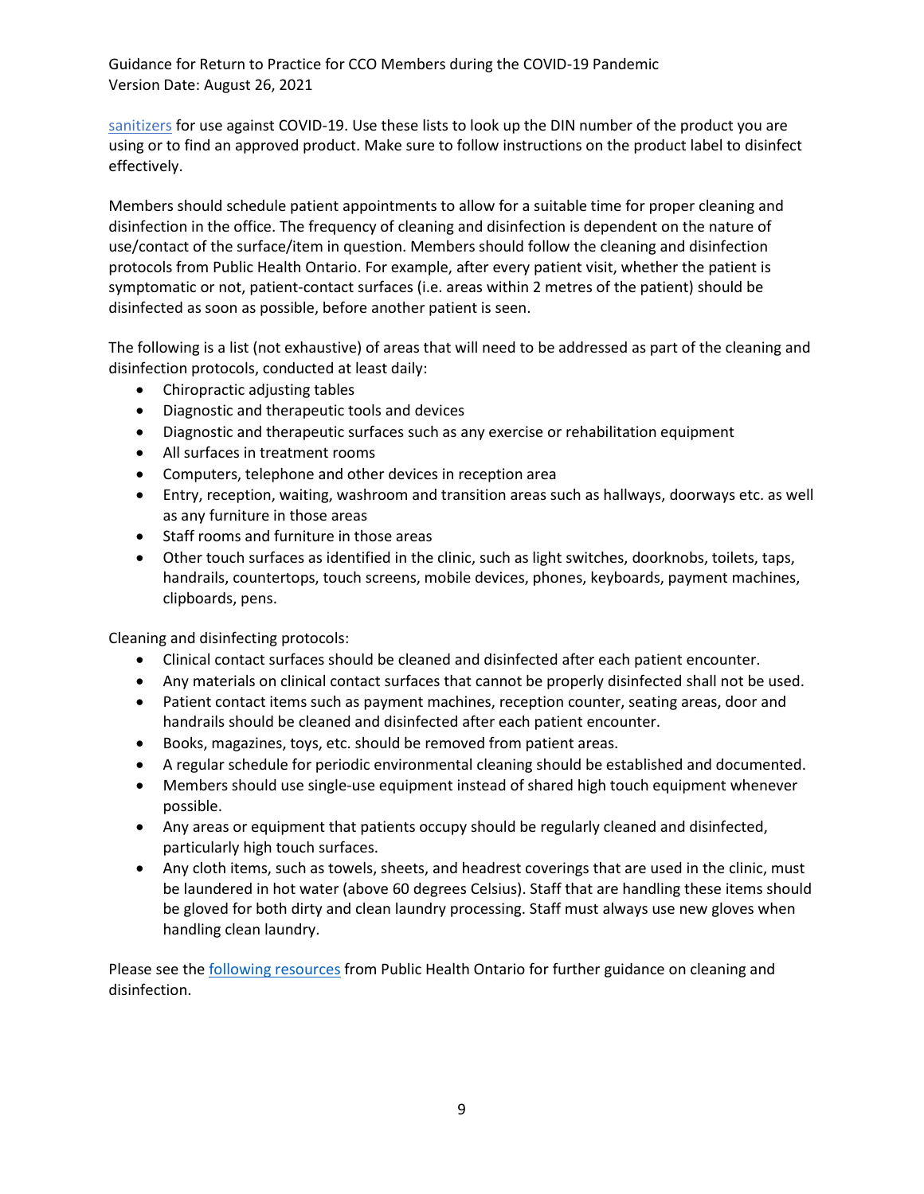sanitizers for use against COVID-19. Use these lists to look up the DIN number of the product you are using or to find an approved product. Make sure to follow instructions on the product label to disinfect effectively.

Members should schedule patient appointments to allow for a suitable time for proper cleaning and disinfection in the office. The frequency of cleaning and disinfection is dependent on the nature of use/contact of the surface/item in question. Members should follow the cleaning and disinfection protocols from Public Health Ontario. For example, after every patient visit, whether the patient is symptomatic or not, patient-contact surfaces (i.e. areas within 2 metres of the patient) should be disinfected as soon as possible, before another patient is seen.

The following is a list (not exhaustive) of areas that will need to be addressed as part of the cleaning and disinfection protocols, conducted at least daily:

- Chiropractic adjusting tables
- Diagnostic and therapeutic tools and devices
- Diagnostic and therapeutic surfaces such as any exercise or rehabilitation equipment
- All surfaces in treatment rooms
- Computers, telephone and other devices in reception area
- Entry, reception, waiting, washroom and transition areas such as hallways, doorways etc. as well as any furniture in those areas
- Staff rooms and furniture in those areas
- Other touch surfaces as identified in the clinic, such as light switches, doorknobs, toilets, taps, handrails, countertops, touch screens, mobile devices, phones, keyboards, payment machines, clipboards, pens.

Cleaning and disinfecting protocols:

- Clinical contact surfaces should be cleaned and disinfected after each patient encounter.
- Any materials on clinical contact surfaces that cannot be properly disinfected shall not be used.
- Patient contact items such as payment machines, reception counter, seating areas, door and handrails should be cleaned and disinfected after each patient encounter.
- Books, magazines, toys, etc. should be removed from patient areas.
- A regular schedule for periodic environmental cleaning should be established and documented.
- Members should use single-use equipment instead of shared high touch equipment whenever possible.
- Any areas or equipment that patients occupy should be regularly cleaned and disinfected, particularly high touch surfaces.
- Any cloth items, such as towels, sheets, and headrest coverings that are used in the clinic, must be laundered in hot water (above 60 degrees Celsius). Staff that are handling these items should be gloved for both dirty and clean laundry processing. Staff must always use new gloves when handling clean laundry.

Please see the following resources from Public Health Ontario for further guidance on cleaning and disinfection.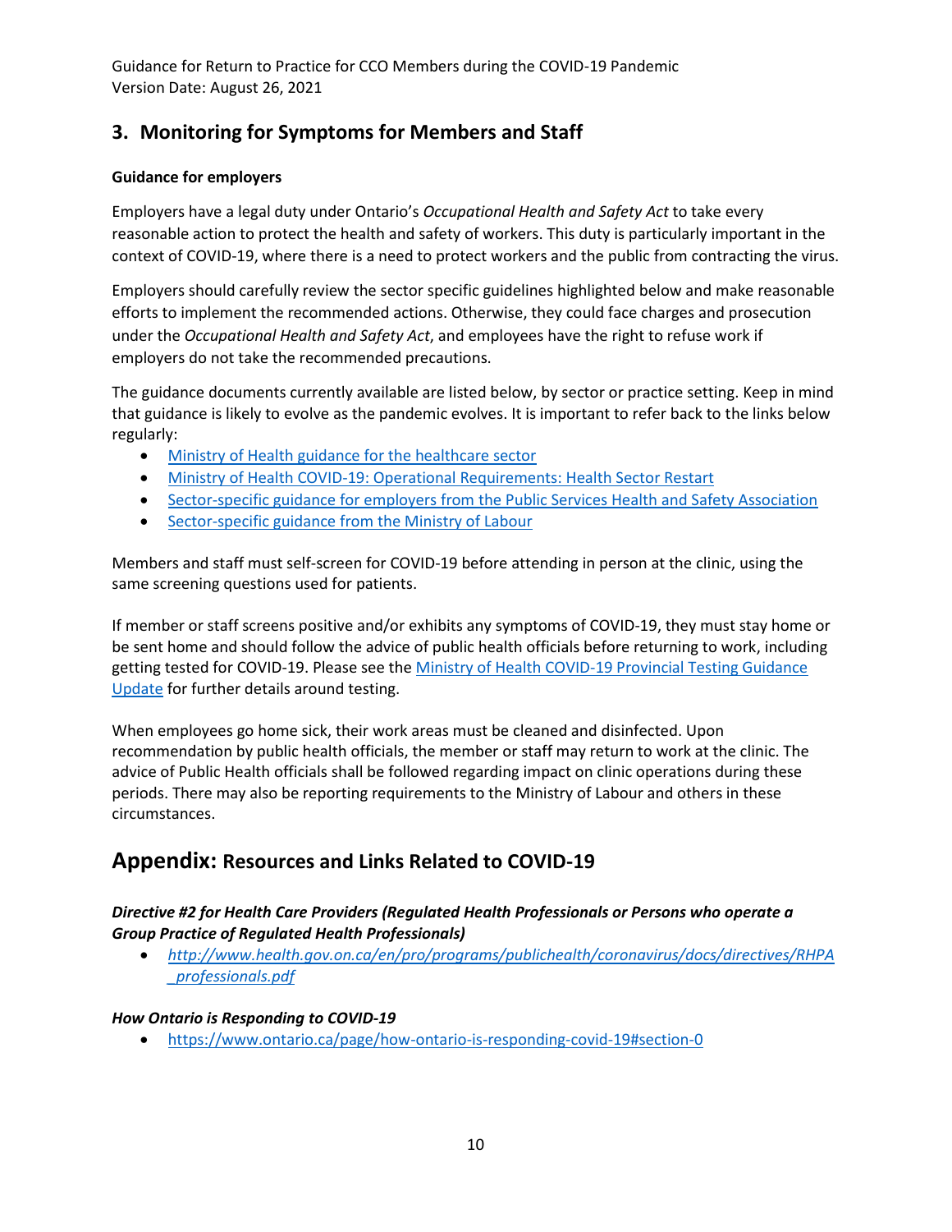## 3. Monitoring for Symptoms for Members and Staff

**Guidance for employers**

Employers have a legal duty under Ontario's *Occupational Health and Safety Act* to take every reasonable action to protect the health and safety of workers. This duty is particularly important in the context of COVID-19, where there is a need to protect workers and the public from contracting the virus.

Employers should carefully review the sector specific guidelines highlighted below and make reasonable efforts to implement the recommended actions. Otherwise, they could face charges and prosecution under the *Occupational Health and Safety Act*, and employees have the right to refuse work if employers do not take the recommended precautions.

The guidance documents currently available are listed below, by sector or practice setting. Keep in mind that guidance is likely to evolve as the pandemic evolves. It is important to refer back to the links below regularly:

- Ministry of Health guidance for the healthcare sector
- Ministry of Health COVID-19: Operational Requirements: Health Sector Restart
- Sector-specific guidance for employers from the Public Services Health and Safety Association
- Sector-specific guidance from the Ministry of Labour

Members and staff must self-screen for COVID-19 before attending in person at the clinic, using the same screening questions used for patients.

If member or staff screens positive and/or exhibits any symptoms of COVID-19, they must stay home or be sent home and should follow the advice of public health officials before returning to work, including getting tested for COVID-19. Please see the Ministry of Health COVID-19 Provincial Testing Guidance Update for further details around testing.

When employees go home sick, their work areas must be cleaned and disinfected. Upon recommendation by public health officials, the member or staff may return to work at the clinic. The advice of Public Health officials shall be followed regarding impact on clinic operations during these periods. There may also be reporting requirements to the Ministry of Labour and others in these circumstances.

# Appendix: Resources and Links Related to COVID-19

***Directive #2 for Health Care Providers (Regulated Health Professionals or Persons who operate a Group Practice of Regulated Health Professionals)***

- *http://www.health.gov.on.ca/en/pro/programs/publichealth/coronavirus/docs/directives/RHPA_professionals.pdf*

***How Ontario is Responding to COVID-19***

- https://www.ontario.ca/page/how-ontario-is-responding-covid-19#section-0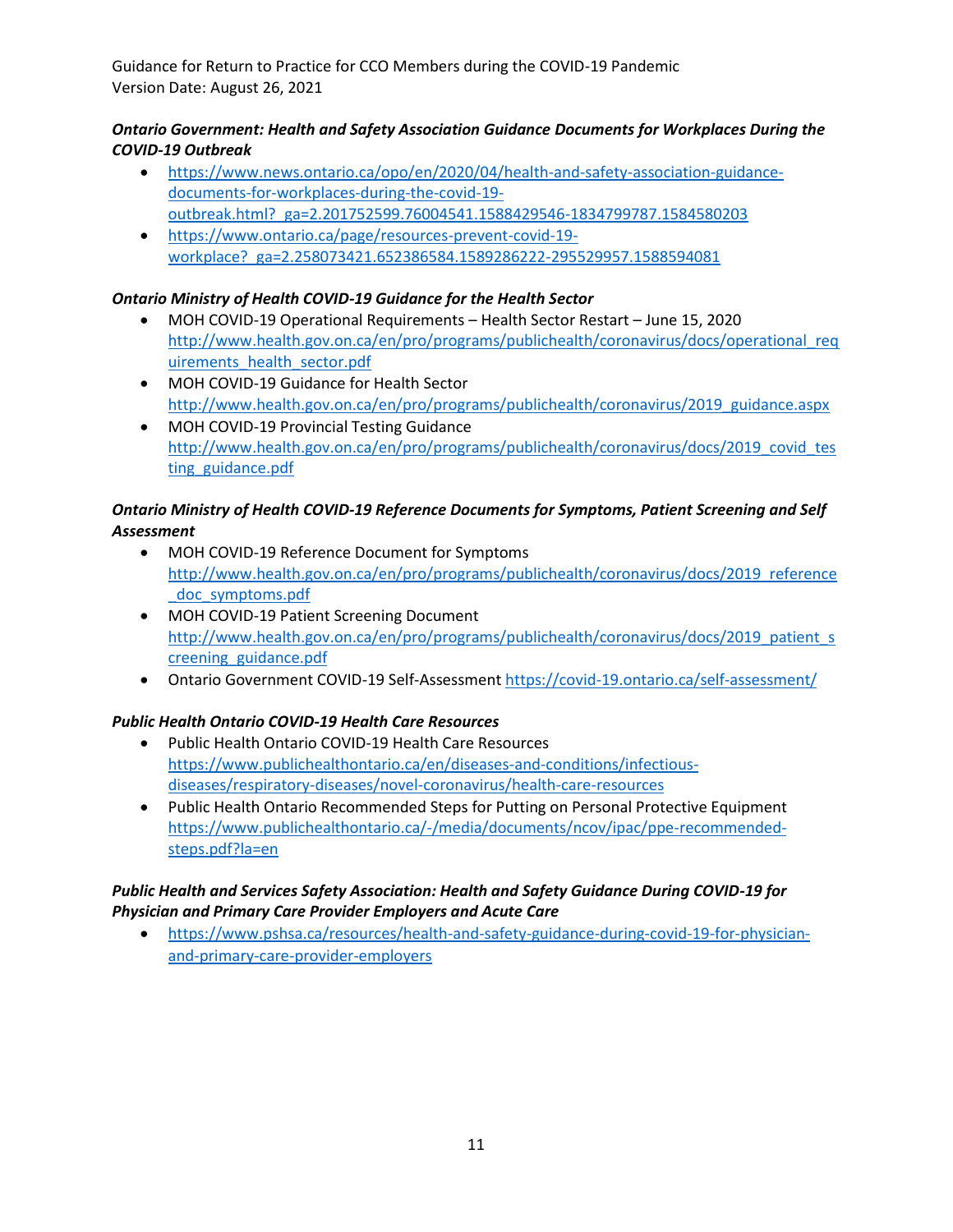***Ontario Government: Health and Safety Association Guidance Documents for Workplaces During the COVID-19 Outbreak***

- https://www.news.ontario.ca/opo/en/2020/04/health-and-safety-association-guidance-documents-for-workplaces-during-the-covid-19-outbreak.html?_ga=2.201752599.76004541.1588429546-1834799787.1584580203
- https://www.ontario.ca/page/resources-prevent-covid-19-workplace?_ga=2.258073421.652386584.1589286222-295529957.1588594081

***Ontario Ministry of Health COVID-19 Guidance for the Health Sector***

- MOH COVID-19 Operational Requirements – Health Sector Restart – June 15, 2020 http://www.health.gov.on.ca/en/pro/programs/publichealth/coronavirus/docs/operational_requirements_health_sector.pdf
- MOH COVID-19 Guidance for Health Sector http://www.health.gov.on.ca/en/pro/programs/publichealth/coronavirus/2019_guidance.aspx
- MOH COVID-19 Provincial Testing Guidance http://www.health.gov.on.ca/en/pro/programs/publichealth/coronavirus/docs/2019_covid_testing_guidance.pdf

***Ontario Ministry of Health COVID-19 Reference Documents for Symptoms, Patient Screening and Self Assessment***

- MOH COVID-19 Reference Document for Symptoms http://www.health.gov.on.ca/en/pro/programs/publichealth/coronavirus/docs/2019_reference_doc_symptoms.pdf
- MOH COVID-19 Patient Screening Document http://www.health.gov.on.ca/en/pro/programs/publichealth/coronavirus/docs/2019_patient_screening_guidance.pdf
- Ontario Government COVID-19 Self-Assessment https://covid-19.ontario.ca/self-assessment/

***Public Health Ontario COVID-19 Health Care Resources***

- Public Health Ontario COVID-19 Health Care Resources https://www.publichealthontario.ca/en/diseases-and-conditions/infectious-diseases/respiratory-diseases/novel-coronavirus/health-care-resources
- Public Health Ontario Recommended Steps for Putting on Personal Protective Equipment https://www.publichealthontario.ca/-/media/documents/ncov/ipac/ppe-recommended-steps.pdf?la=en

***Public Health and Services Safety Association: Health and Safety Guidance During COVID-19 for Physician and Primary Care Provider Employers and Acute Care***

- https://www.pshsa.ca/resources/health-and-safety-guidance-during-covid-19-for-physician-and-primary-care-provider-employers